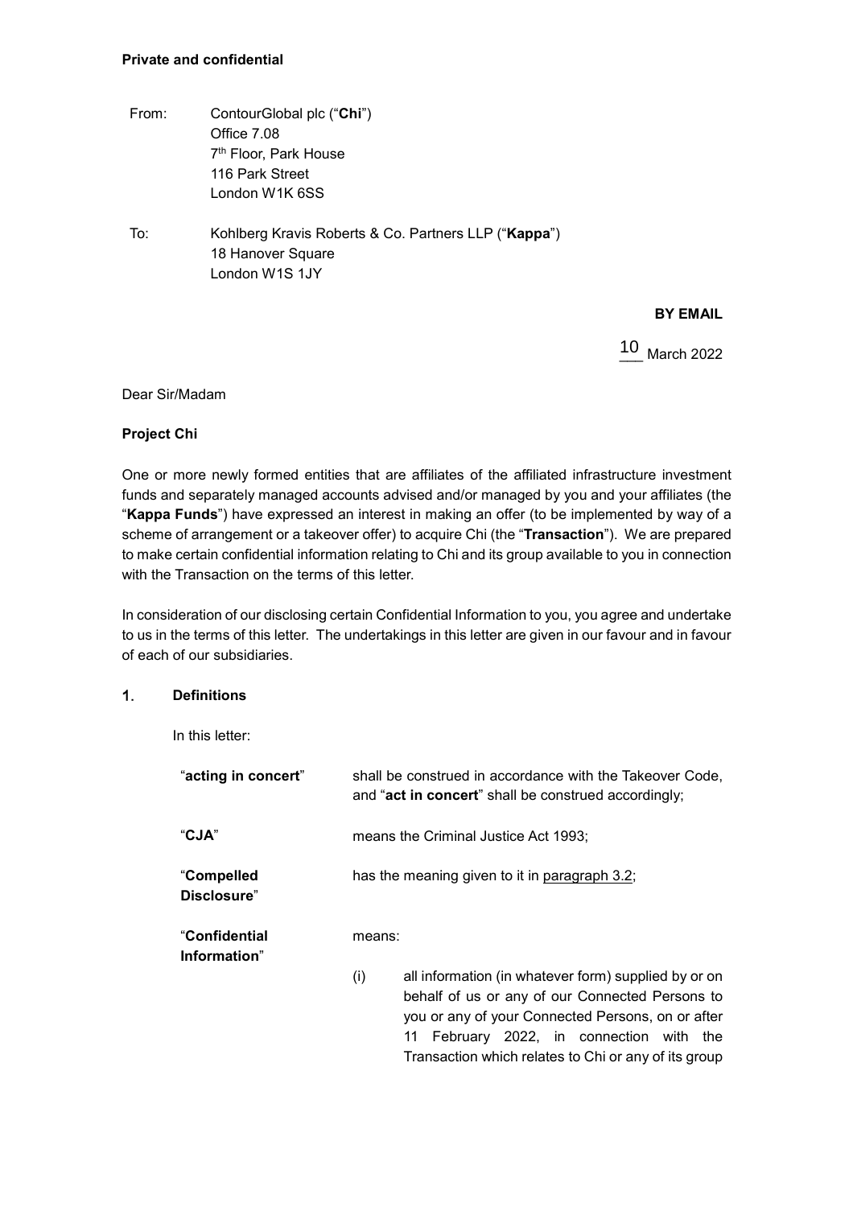**Private and confidential**

From: ContourGlobal plc ("**Chi**")
Office 7.08
7th Floor, Park House
116 Park Street
London W1K 6SS

To: Kohlberg Kravis Roberts & Co. Partners LLP ("**Kappa**")
18 Hanover Square
London W1S 1JY

**BY EMAIL**

10 March 2022

Dear Sir/Madam

**Project Chi**

One or more newly formed entities that are affiliates of the affiliated infrastructure investment funds and separately managed accounts advised and/or managed by you and your affiliates (the "**Kappa Funds**") have expressed an interest in making an offer (to be implemented by way of a scheme of arrangement or a takeover offer) to acquire Chi (the "**Transaction**"). We are prepared to make certain confidential information relating to Chi and its group available to you in connection with the Transaction on the terms of this letter.

In consideration of our disclosing certain Confidential Information to you, you agree and undertake to us in the terms of this letter. The undertakings in this letter are given in our favour and in favour of each of our subsidiaries.

## 1. Definitions

In this letter:

"**acting in concert**" shall be construed in accordance with the Takeover Code, and "**act in concert**" shall be construed accordingly;

"**CJA**" means the Criminal Justice Act 1993;

"**Compelled Disclosure**" has the meaning given to it in paragraph 3.2;

"**Confidential Information**" means:

(i) all information (in whatever form) supplied by or on behalf of us or any of our Connected Persons to you or any of your Connected Persons, on or after 11 February 2022, in connection with the Transaction which relates to Chi or any of its group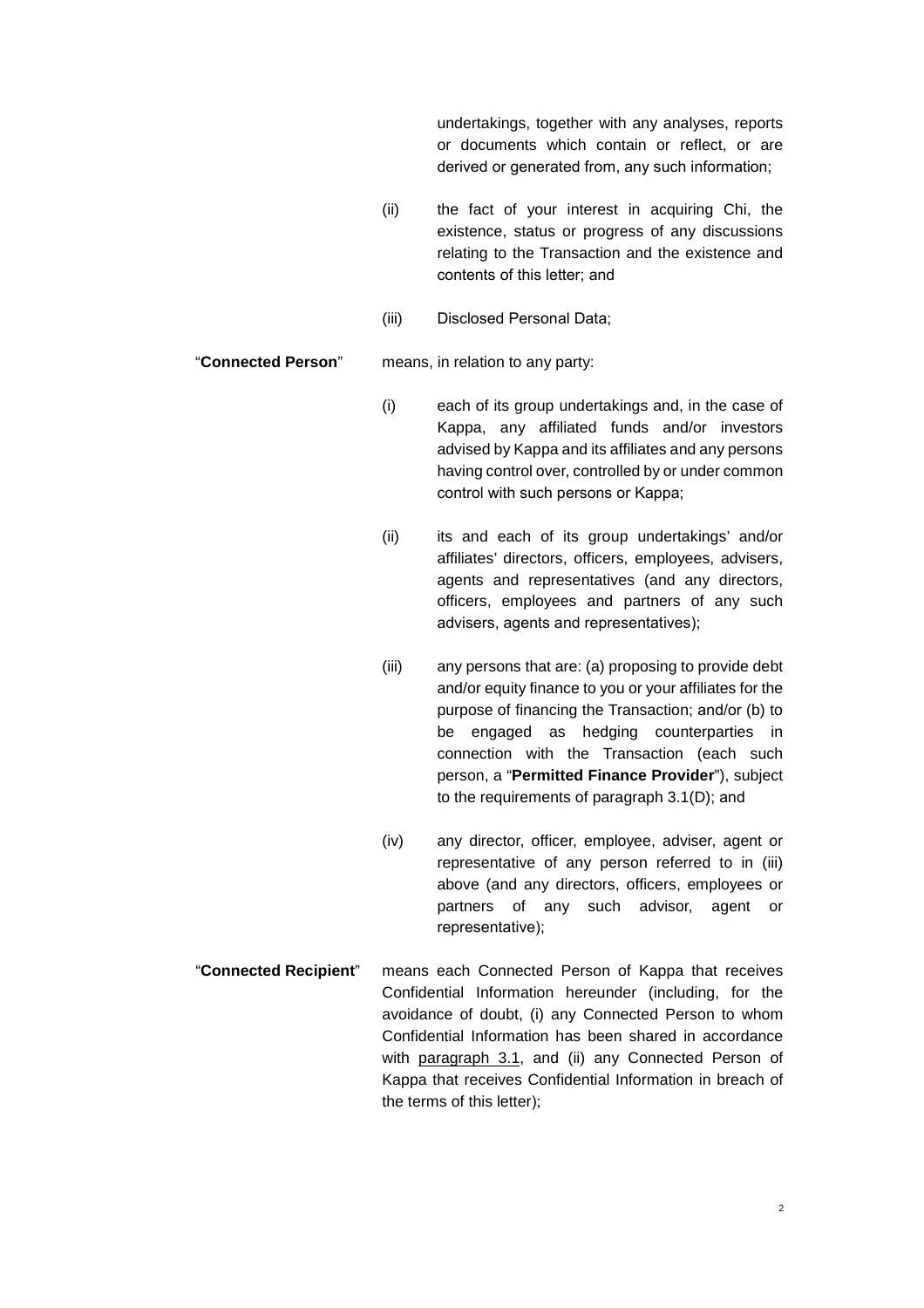undertakings, together with any analyses, reports or documents which contain or reflect, or are derived or generated from, any such information;

(ii) the fact of your interest in acquiring Chi, the existence, status or progress of any discussions relating to the Transaction and the existence and contents of this letter; and

(iii) Disclosed Personal Data;

"**Connected Person**" means, in relation to any party:

(i) each of its group undertakings and, in the case of Kappa, any affiliated funds and/or investors advised by Kappa and its affiliates and any persons having control over, controlled by or under common control with such persons or Kappa;

(ii) its and each of its group undertakings' and/or affiliates' directors, officers, employees, advisers, agents and representatives (and any directors, officers, employees and partners of any such advisers, agents and representatives);

(iii) any persons that are: (a) proposing to provide debt and/or equity finance to you or your affiliates for the purpose of financing the Transaction; and/or (b) to be engaged as hedging counterparties in connection with the Transaction (each such person, a "**Permitted Finance Provider**"), subject to the requirements of paragraph 3.1(D); and

(iv) any director, officer, employee, adviser, agent or representative of any person referred to in (iii) above (and any directors, officers, employees or partners of any such advisor, agent or representative);

"**Connected Recipient**" means each Connected Person of Kappa that receives Confidential Information hereunder (including, for the avoidance of doubt, (i) any Connected Person to whom Confidential Information has been shared in accordance with paragraph 3.1, and (ii) any Connected Person of Kappa that receives Confidential Information in breach of the terms of this letter);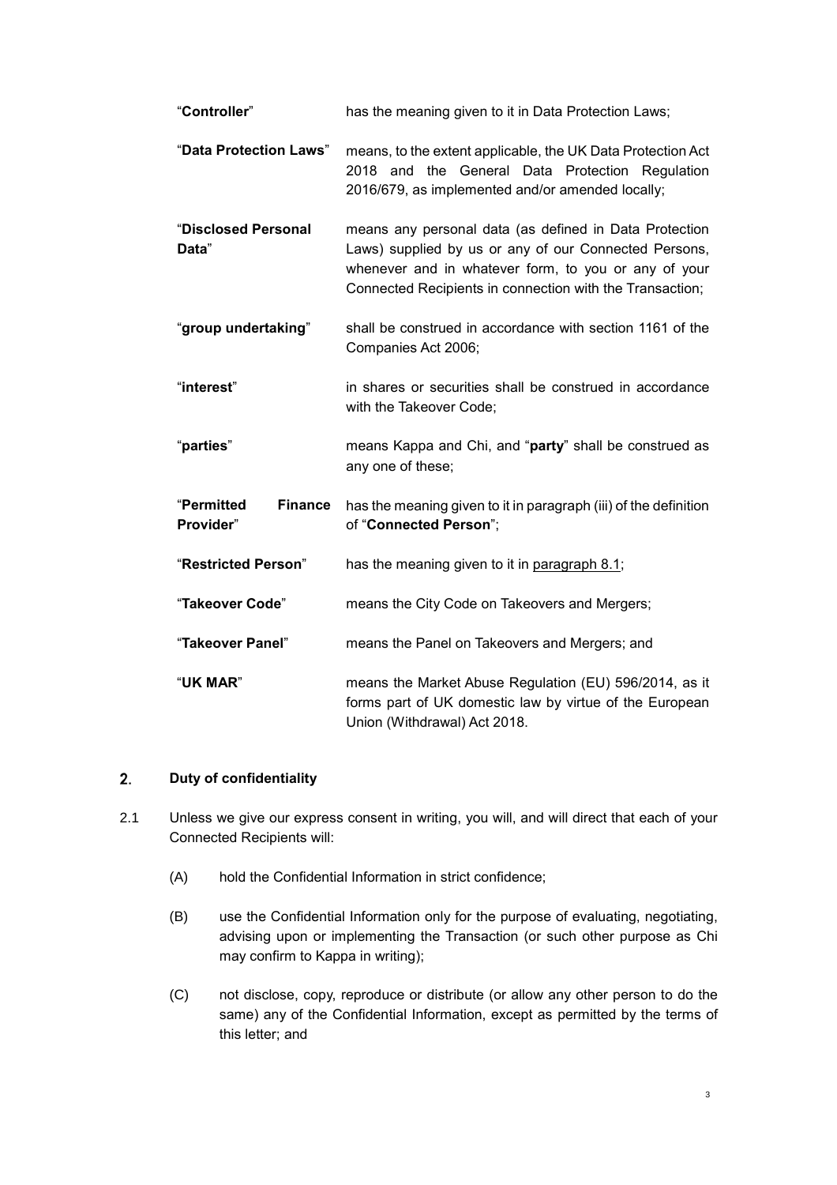| | |
|---|---|
| "**Controller**" | has the meaning given to it in Data Protection Laws; |
| "**Data Protection Laws**" | means, to the extent applicable, the UK Data Protection Act 2018 and the General Data Protection Regulation 2016/679, as implemented and/or amended locally; |
| "**Disclosed Personal Data**" | means any personal data (as defined in Data Protection Laws) supplied by us or any of our Connected Persons, whenever and in whatever form, to you or any of your Connected Recipients in connection with the Transaction; |
| "**group undertaking**" | shall be construed in accordance with section 1161 of the Companies Act 2006; |
| "**interest**" | in shares or securities shall be construed in accordance with the Takeover Code; |
| "**parties**" | means Kappa and Chi, and "**party**" shall be construed as any one of these; |
| "**Permitted Finance Provider**" | has the meaning given to it in paragraph (iii) of the definition of "**Connected Person**"; |
| "**Restricted Person**" | has the meaning given to it in paragraph 8.1; |
| "**Takeover Code**" | means the City Code on Takeovers and Mergers; |
| "**Takeover Panel**" | means the Panel on Takeovers and Mergers; and |
| "**UK MAR**" | means the Market Abuse Regulation (EU) 596/2014, as it forms part of UK domestic law by virtue of the European Union (Withdrawal) Act 2018. |

## 2. Duty of confidentiality

2.1 Unless we give our express consent in writing, you will, and will direct that each of your Connected Recipients will:

(A) hold the Confidential Information in strict confidence;

(B) use the Confidential Information only for the purpose of evaluating, negotiating, advising upon or implementing the Transaction (or such other purpose as Chi may confirm to Kappa in writing);

(C) not disclose, copy, reproduce or distribute (or allow any other person to do the same) any of the Confidential Information, except as permitted by the terms of this letter; and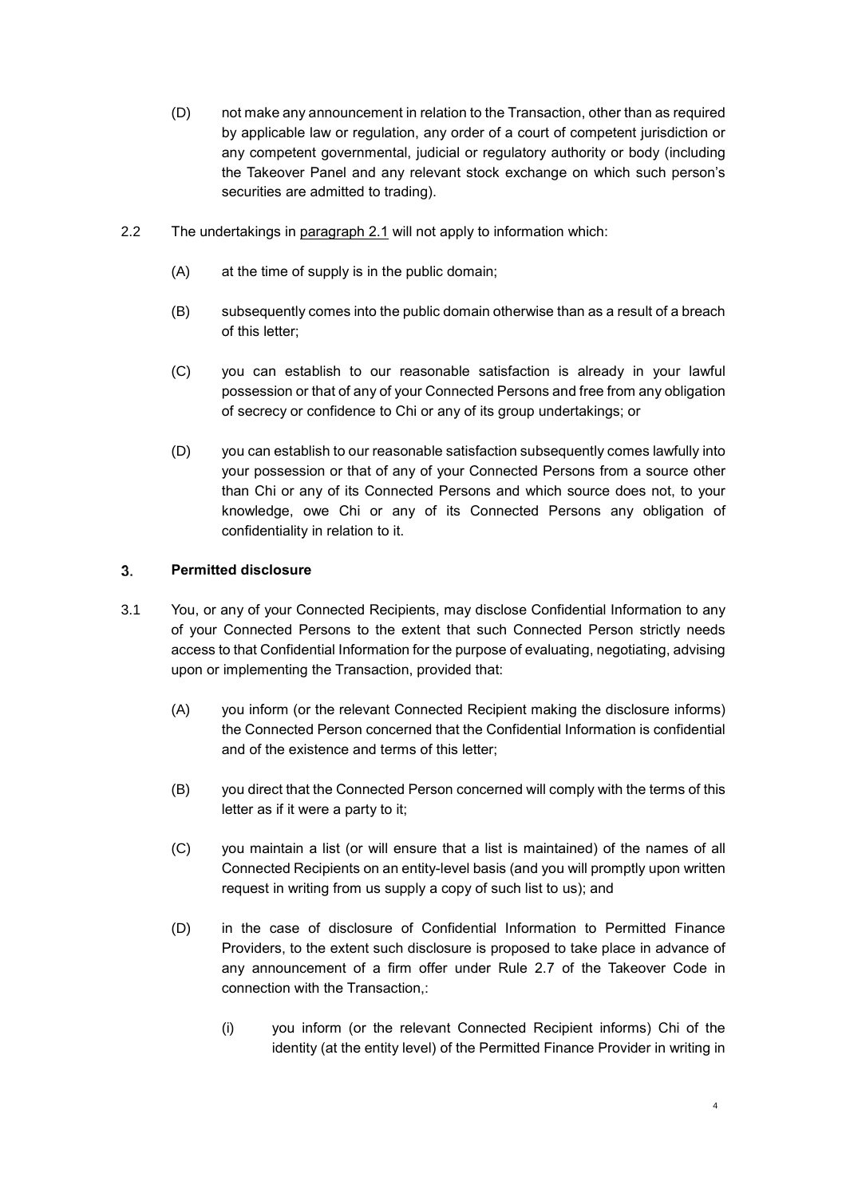(D) not make any announcement in relation to the Transaction, other than as required by applicable law or regulation, any order of a court of competent jurisdiction or any competent governmental, judicial or regulatory authority or body (including the Takeover Panel and any relevant stock exchange on which such person's securities are admitted to trading).

2.2 The undertakings in paragraph 2.1 will not apply to information which:

(A) at the time of supply is in the public domain;

(B) subsequently comes into the public domain otherwise than as a result of a breach of this letter;

(C) you can establish to our reasonable satisfaction is already in your lawful possession or that of any of your Connected Persons and free from any obligation of secrecy or confidence to Chi or any of its group undertakings; or

(D) you can establish to our reasonable satisfaction subsequently comes lawfully into your possession or that of any of your Connected Persons from a source other than Chi or any of its Connected Persons and which source does not, to your knowledge, owe Chi or any of its Connected Persons any obligation of confidentiality in relation to it.

## 3. Permitted disclosure

3.1 You, or any of your Connected Recipients, may disclose Confidential Information to any of your Connected Persons to the extent that such Connected Person strictly needs access to that Confidential Information for the purpose of evaluating, negotiating, advising upon or implementing the Transaction, provided that:

(A) you inform (or the relevant Connected Recipient making the disclosure informs) the Connected Person concerned that the Confidential Information is confidential and of the existence and terms of this letter;

(B) you direct that the Connected Person concerned will comply with the terms of this letter as if it were a party to it;

(C) you maintain a list (or will ensure that a list is maintained) of the names of all Connected Recipients on an entity-level basis (and you will promptly upon written request in writing from us supply a copy of such list to us); and

(D) in the case of disclosure of Confidential Information to Permitted Finance Providers, to the extent such disclosure is proposed to take place in advance of any announcement of a firm offer under Rule 2.7 of the Takeover Code in connection with the Transaction,:

(i) you inform (or the relevant Connected Recipient informs) Chi of the identity (at the entity level) of the Permitted Finance Provider in writing in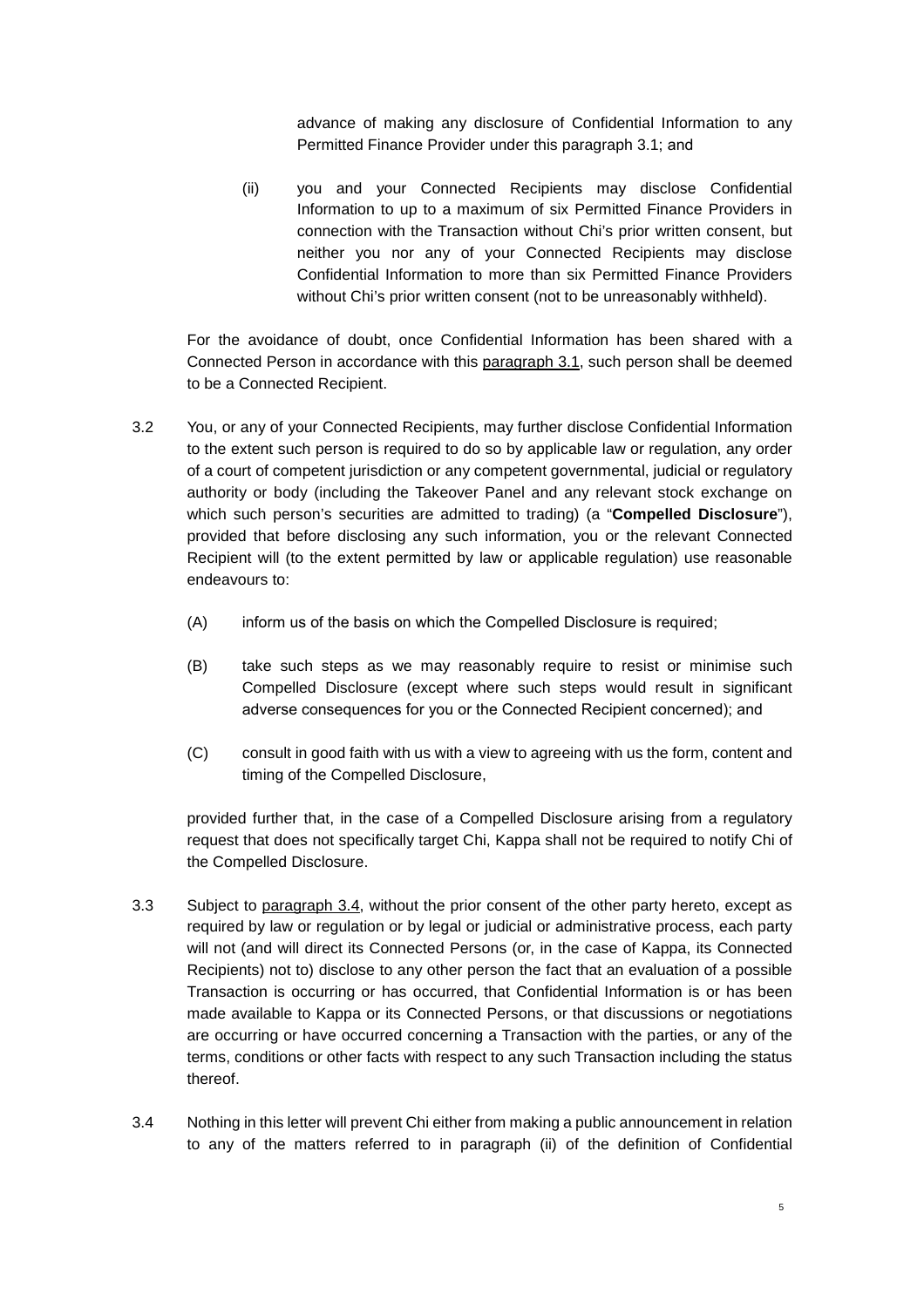advance of making any disclosure of Confidential Information to any Permitted Finance Provider under this paragraph 3.1; and

(ii) you and your Connected Recipients may disclose Confidential Information to up to a maximum of six Permitted Finance Providers in connection with the Transaction without Chi's prior written consent, but neither you nor any of your Connected Recipients may disclose Confidential Information to more than six Permitted Finance Providers without Chi's prior written consent (not to be unreasonably withheld).

For the avoidance of doubt, once Confidential Information has been shared with a Connected Person in accordance with this paragraph 3.1, such person shall be deemed to be a Connected Recipient.

3.2 You, or any of your Connected Recipients, may further disclose Confidential Information to the extent such person is required to do so by applicable law or regulation, any order of a court of competent jurisdiction or any competent governmental, judicial or regulatory authority or body (including the Takeover Panel and any relevant stock exchange on which such person's securities are admitted to trading) (a "**Compelled Disclosure**"), provided that before disclosing any such information, you or the relevant Connected Recipient will (to the extent permitted by law or applicable regulation) use reasonable endeavours to:

(A) inform us of the basis on which the Compelled Disclosure is required;

(B) take such steps as we may reasonably require to resist or minimise such Compelled Disclosure (except where such steps would result in significant adverse consequences for you or the Connected Recipient concerned); and

(C) consult in good faith with us with a view to agreeing with us the form, content and timing of the Compelled Disclosure,

provided further that, in the case of a Compelled Disclosure arising from a regulatory request that does not specifically target Chi, Kappa shall not be required to notify Chi of the Compelled Disclosure.

3.3 Subject to paragraph 3.4, without the prior consent of the other party hereto, except as required by law or regulation or by legal or judicial or administrative process, each party will not (and will direct its Connected Persons (or, in the case of Kappa, its Connected Recipients) not to) disclose to any other person the fact that an evaluation of a possible Transaction is occurring or has occurred, that Confidential Information is or has been made available to Kappa or its Connected Persons, or that discussions or negotiations are occurring or have occurred concerning a Transaction with the parties, or any of the terms, conditions or other facts with respect to any such Transaction including the status thereof.

3.4 Nothing in this letter will prevent Chi either from making a public announcement in relation to any of the matters referred to in paragraph (ii) of the definition of Confidential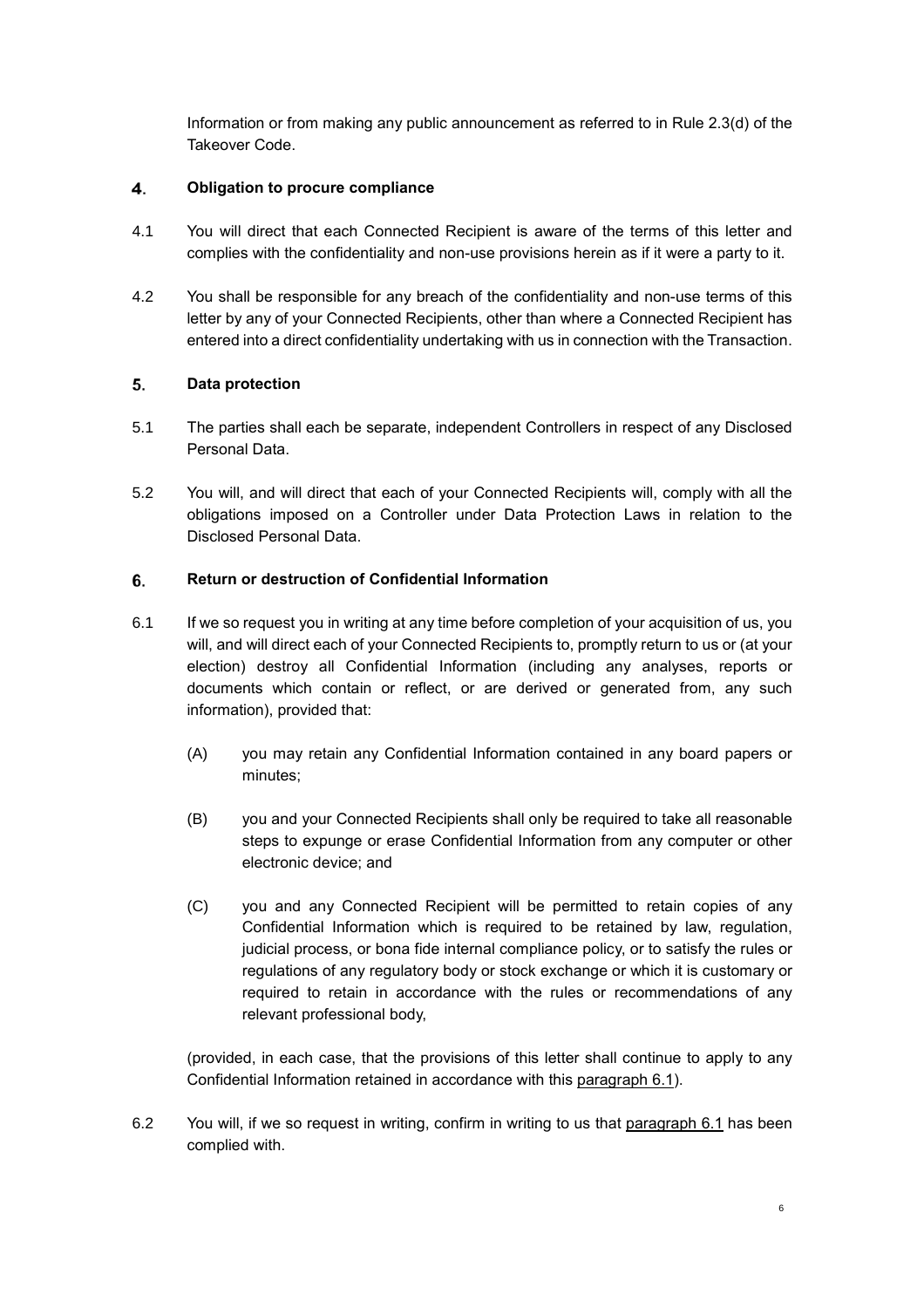Information or from making any public announcement as referred to in Rule 2.3(d) of the Takeover Code.

## 4. Obligation to procure compliance

4.1 You will direct that each Connected Recipient is aware of the terms of this letter and complies with the confidentiality and non-use provisions herein as if it were a party to it.

4.2 You shall be responsible for any breach of the confidentiality and non-use terms of this letter by any of your Connected Recipients, other than where a Connected Recipient has entered into a direct confidentiality undertaking with us in connection with the Transaction.

## 5. Data protection

5.1 The parties shall each be separate, independent Controllers in respect of any Disclosed Personal Data.

5.2 You will, and will direct that each of your Connected Recipients will, comply with all the obligations imposed on a Controller under Data Protection Laws in relation to the Disclosed Personal Data.

## 6. Return or destruction of Confidential Information

6.1 If we so request you in writing at any time before completion of your acquisition of us, you will, and will direct each of your Connected Recipients to, promptly return to us or (at your election) destroy all Confidential Information (including any analyses, reports or documents which contain or reflect, or are derived or generated from, any such information), provided that:

(A) you may retain any Confidential Information contained in any board papers or minutes;

(B) you and your Connected Recipients shall only be required to take all reasonable steps to expunge or erase Confidential Information from any computer or other electronic device; and

(C) you and any Connected Recipient will be permitted to retain copies of any Confidential Information which is required to be retained by law, regulation, judicial process, or bona fide internal compliance policy, or to satisfy the rules or regulations of any regulatory body or stock exchange or which it is customary or required to retain in accordance with the rules or recommendations of any relevant professional body,

(provided, in each case, that the provisions of this letter shall continue to apply to any Confidential Information retained in accordance with this paragraph 6.1).

6.2 You will, if we so request in writing, confirm in writing to us that paragraph 6.1 has been complied with.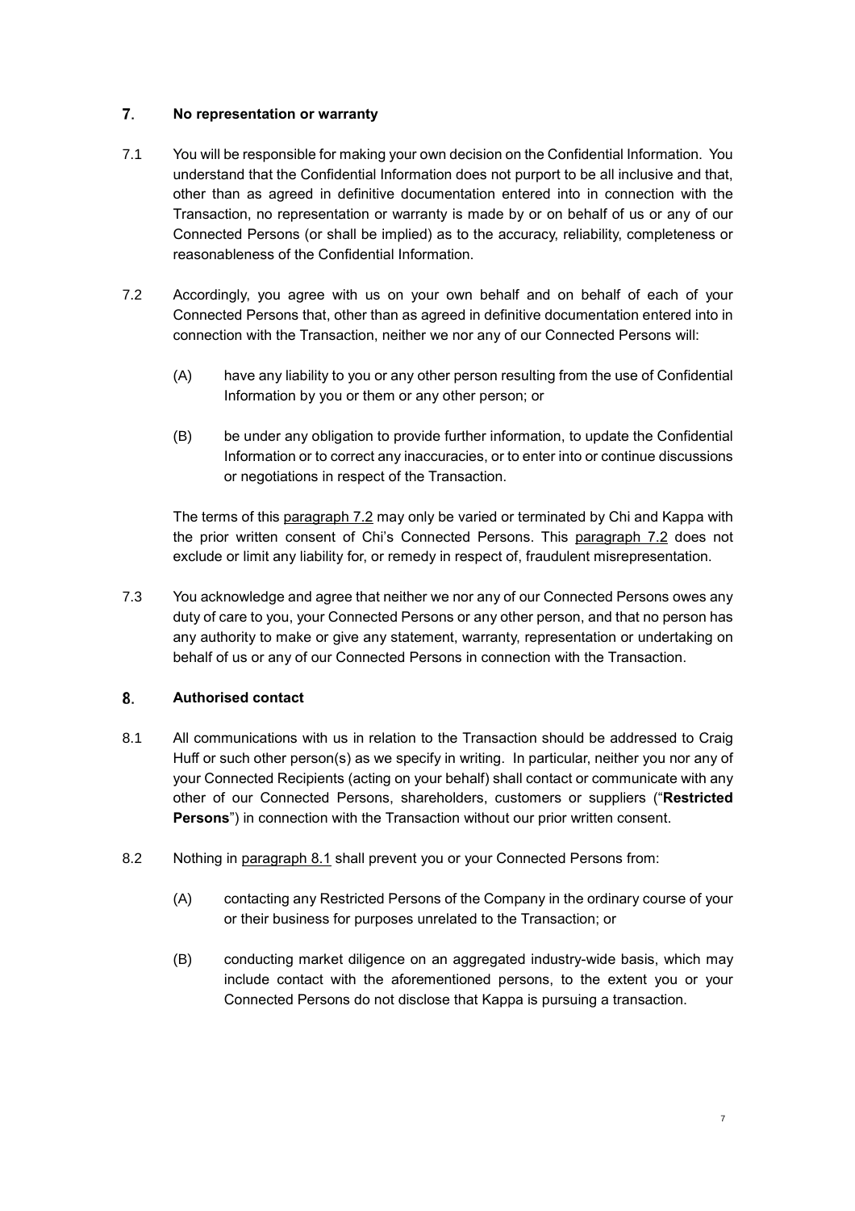## 7. No representation or warranty

7.1 You will be responsible for making your own decision on the Confidential Information. You understand that the Confidential Information does not purport to be all inclusive and that, other than as agreed in definitive documentation entered into in connection with the Transaction, no representation or warranty is made by or on behalf of us or any of our Connected Persons (or shall be implied) as to the accuracy, reliability, completeness or reasonableness of the Confidential Information.

7.2 Accordingly, you agree with us on your own behalf and on behalf of each of your Connected Persons that, other than as agreed in definitive documentation entered into in connection with the Transaction, neither we nor any of our Connected Persons will:

(A) have any liability to you or any other person resulting from the use of Confidential Information by you or them or any other person; or

(B) be under any obligation to provide further information, to update the Confidential Information or to correct any inaccuracies, or to enter into or continue discussions or negotiations in respect of the Transaction.

The terms of this paragraph 7.2 may only be varied or terminated by Chi and Kappa with the prior written consent of Chi's Connected Persons. This paragraph 7.2 does not exclude or limit any liability for, or remedy in respect of, fraudulent misrepresentation.

7.3 You acknowledge and agree that neither we nor any of our Connected Persons owes any duty of care to you, your Connected Persons or any other person, and that no person has any authority to make or give any statement, warranty, representation or undertaking on behalf of us or any of our Connected Persons in connection with the Transaction.

## 8. Authorised contact

8.1 All communications with us in relation to the Transaction should be addressed to Craig Huff or such other person(s) as we specify in writing. In particular, neither you nor any of your Connected Recipients (acting on your behalf) shall contact or communicate with any other of our Connected Persons, shareholders, customers or suppliers ("**Restricted Persons**") in connection with the Transaction without our prior written consent.

8.2 Nothing in paragraph 8.1 shall prevent you or your Connected Persons from:

(A) contacting any Restricted Persons of the Company in the ordinary course of your or their business for purposes unrelated to the Transaction; or

(B) conducting market diligence on an aggregated industry-wide basis, which may include contact with the aforementioned persons, to the extent you or your Connected Persons do not disclose that Kappa is pursuing a transaction.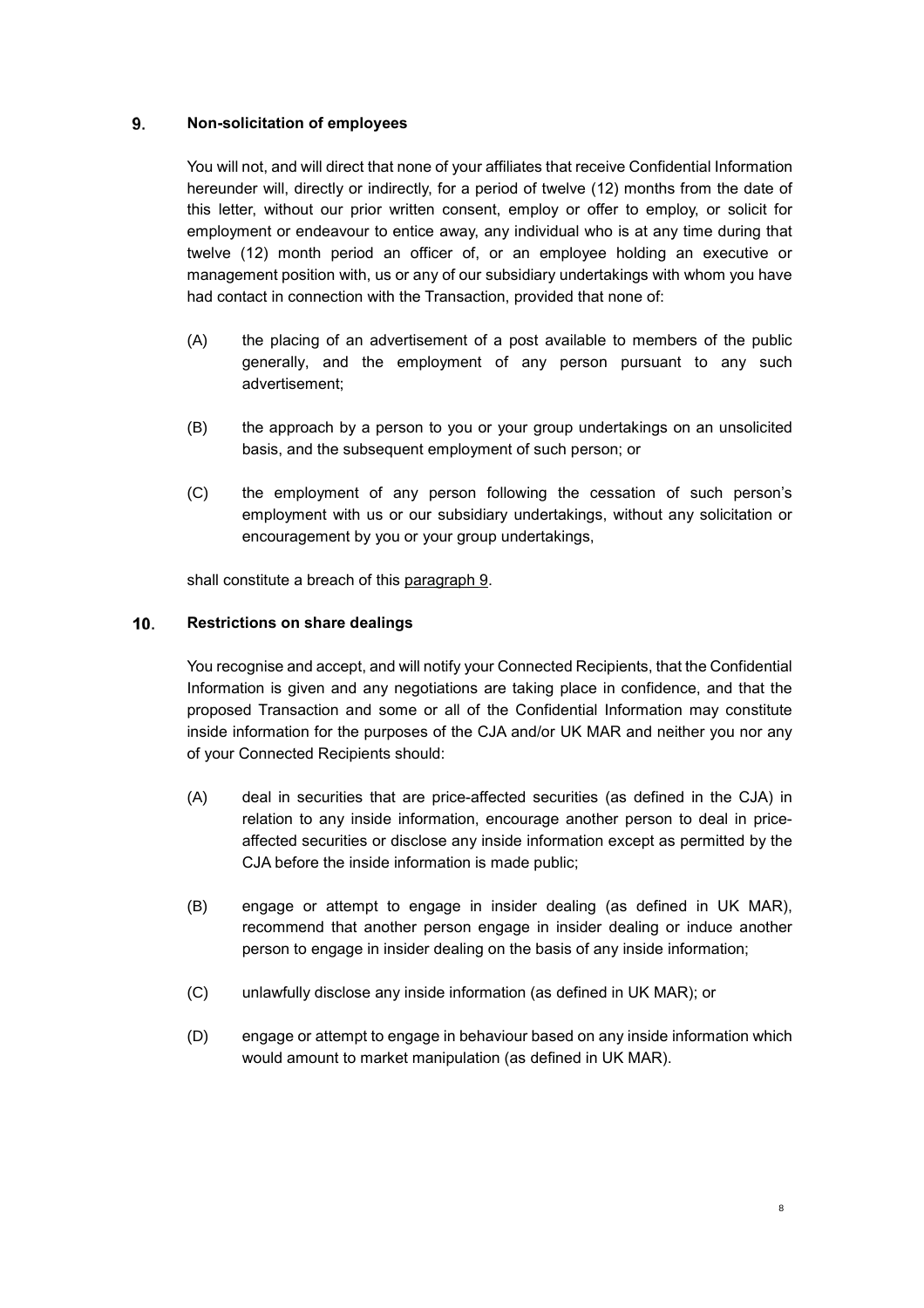## 9. Non-solicitation of employees

You will not, and will direct that none of your affiliates that receive Confidential Information hereunder will, directly or indirectly, for a period of twelve (12) months from the date of this letter, without our prior written consent, employ or offer to employ, or solicit for employment or endeavour to entice away, any individual who is at any time during that twelve (12) month period an officer of, or an employee holding an executive or management position with, us or any of our subsidiary undertakings with whom you have had contact in connection with the Transaction, provided that none of:

(A) the placing of an advertisement of a post available to members of the public generally, and the employment of any person pursuant to any such advertisement;

(B) the approach by a person to you or your group undertakings on an unsolicited basis, and the subsequent employment of such person; or

(C) the employment of any person following the cessation of such person's employment with us or our subsidiary undertakings, without any solicitation or encouragement by you or your group undertakings,

shall constitute a breach of this paragraph 9.

## 10. Restrictions on share dealings

You recognise and accept, and will notify your Connected Recipients, that the Confidential Information is given and any negotiations are taking place in confidence, and that the proposed Transaction and some or all of the Confidential Information may constitute inside information for the purposes of the CJA and/or UK MAR and neither you nor any of your Connected Recipients should:

(A) deal in securities that are price-affected securities (as defined in the CJA) in relation to any inside information, encourage another person to deal in price-affected securities or disclose any inside information except as permitted by the CJA before the inside information is made public;

(B) engage or attempt to engage in insider dealing (as defined in UK MAR), recommend that another person engage in insider dealing or induce another person to engage in insider dealing on the basis of any inside information;

(C) unlawfully disclose any inside information (as defined in UK MAR); or

(D) engage or attempt to engage in behaviour based on any inside information which would amount to market manipulation (as defined in UK MAR).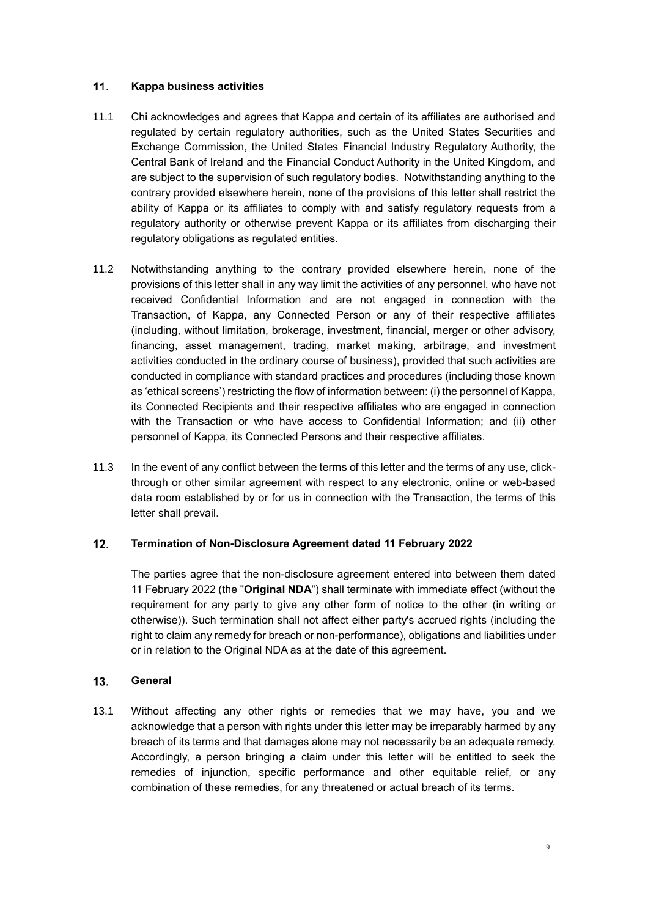## 11. Kappa business activities

11.1 Chi acknowledges and agrees that Kappa and certain of its affiliates are authorised and regulated by certain regulatory authorities, such as the United States Securities and Exchange Commission, the United States Financial Industry Regulatory Authority, the Central Bank of Ireland and the Financial Conduct Authority in the United Kingdom, and are subject to the supervision of such regulatory bodies. Notwithstanding anything to the contrary provided elsewhere herein, none of the provisions of this letter shall restrict the ability of Kappa or its affiliates to comply with and satisfy regulatory requests from a regulatory authority or otherwise prevent Kappa or its affiliates from discharging their regulatory obligations as regulated entities.

11.2 Notwithstanding anything to the contrary provided elsewhere herein, none of the provisions of this letter shall in any way limit the activities of any personnel, who have not received Confidential Information and are not engaged in connection with the Transaction, of Kappa, any Connected Person or any of their respective affiliates (including, without limitation, brokerage, investment, financial, merger or other advisory, financing, asset management, trading, market making, arbitrage, and investment activities conducted in the ordinary course of business), provided that such activities are conducted in compliance with standard practices and procedures (including those known as 'ethical screens') restricting the flow of information between: (i) the personnel of Kappa, its Connected Recipients and their respective affiliates who are engaged in connection with the Transaction or who have access to Confidential Information; and (ii) other personnel of Kappa, its Connected Persons and their respective affiliates.

11.3 In the event of any conflict between the terms of this letter and the terms of any use, click-through or other similar agreement with respect to any electronic, online or web-based data room established by or for us in connection with the Transaction, the terms of this letter shall prevail.

## 12. Termination of Non-Disclosure Agreement dated 11 February 2022

The parties agree that the non-disclosure agreement entered into between them dated 11 February 2022 (the "**Original NDA**") shall terminate with immediate effect (without the requirement for any party to give any other form of notice to the other (in writing or otherwise)). Such termination shall not affect either party's accrued rights (including the right to claim any remedy for breach or non-performance), obligations and liabilities under or in relation to the Original NDA as at the date of this agreement.

## 13. General

13.1 Without affecting any other rights or remedies that we may have, you and we acknowledge that a person with rights under this letter may be irreparably harmed by any breach of its terms and that damages alone may not necessarily be an adequate remedy. Accordingly, a person bringing a claim under this letter will be entitled to seek the remedies of injunction, specific performance and other equitable relief, or any combination of these remedies, for any threatened or actual breach of its terms.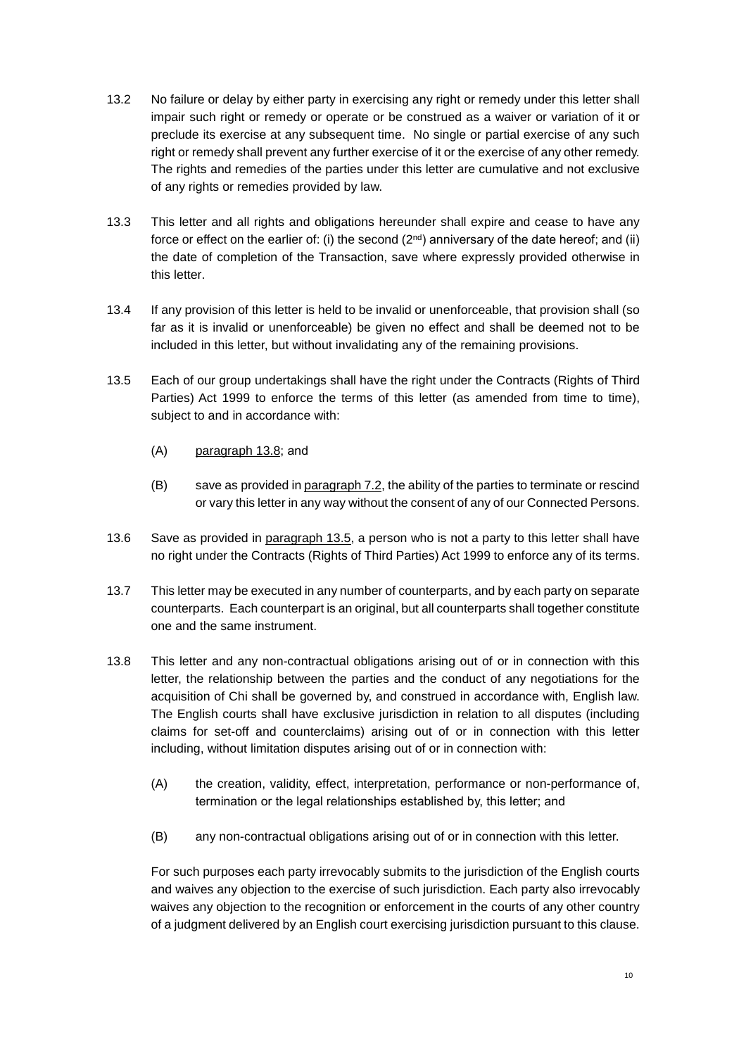13.2 No failure or delay by either party in exercising any right or remedy under this letter shall impair such right or remedy or operate or be construed as a waiver or variation of it or preclude its exercise at any subsequent time. No single or partial exercise of any such right or remedy shall prevent any further exercise of it or the exercise of any other remedy. The rights and remedies of the parties under this letter are cumulative and not exclusive of any rights or remedies provided by law.

13.3 This letter and all rights and obligations hereunder shall expire and cease to have any force or effect on the earlier of: (i) the second (2nd) anniversary of the date hereof; and (ii) the date of completion of the Transaction, save where expressly provided otherwise in this letter.

13.4 If any provision of this letter is held to be invalid or unenforceable, that provision shall (so far as it is invalid or unenforceable) be given no effect and shall be deemed not to be included in this letter, but without invalidating any of the remaining provisions.

13.5 Each of our group undertakings shall have the right under the Contracts (Rights of Third Parties) Act 1999 to enforce the terms of this letter (as amended from time to time), subject to and in accordance with:

(A) paragraph 13.8; and

(B) save as provided in paragraph 7.2, the ability of the parties to terminate or rescind or vary this letter in any way without the consent of any of our Connected Persons.

13.6 Save as provided in paragraph 13.5, a person who is not a party to this letter shall have no right under the Contracts (Rights of Third Parties) Act 1999 to enforce any of its terms.

13.7 This letter may be executed in any number of counterparts, and by each party on separate counterparts. Each counterpart is an original, but all counterparts shall together constitute one and the same instrument.

13.8 This letter and any non-contractual obligations arising out of or in connection with this letter, the relationship between the parties and the conduct of any negotiations for the acquisition of Chi shall be governed by, and construed in accordance with, English law. The English courts shall have exclusive jurisdiction in relation to all disputes (including claims for set-off and counterclaims) arising out of or in connection with this letter including, without limitation disputes arising out of or in connection with:

(A) the creation, validity, effect, interpretation, performance or non-performance of, termination or the legal relationships established by, this letter; and

(B) any non-contractual obligations arising out of or in connection with this letter.

For such purposes each party irrevocably submits to the jurisdiction of the English courts and waives any objection to the exercise of such jurisdiction. Each party also irrevocably waives any objection to the recognition or enforcement in the courts of any other country of a judgment delivered by an English court exercising jurisdiction pursuant to this clause.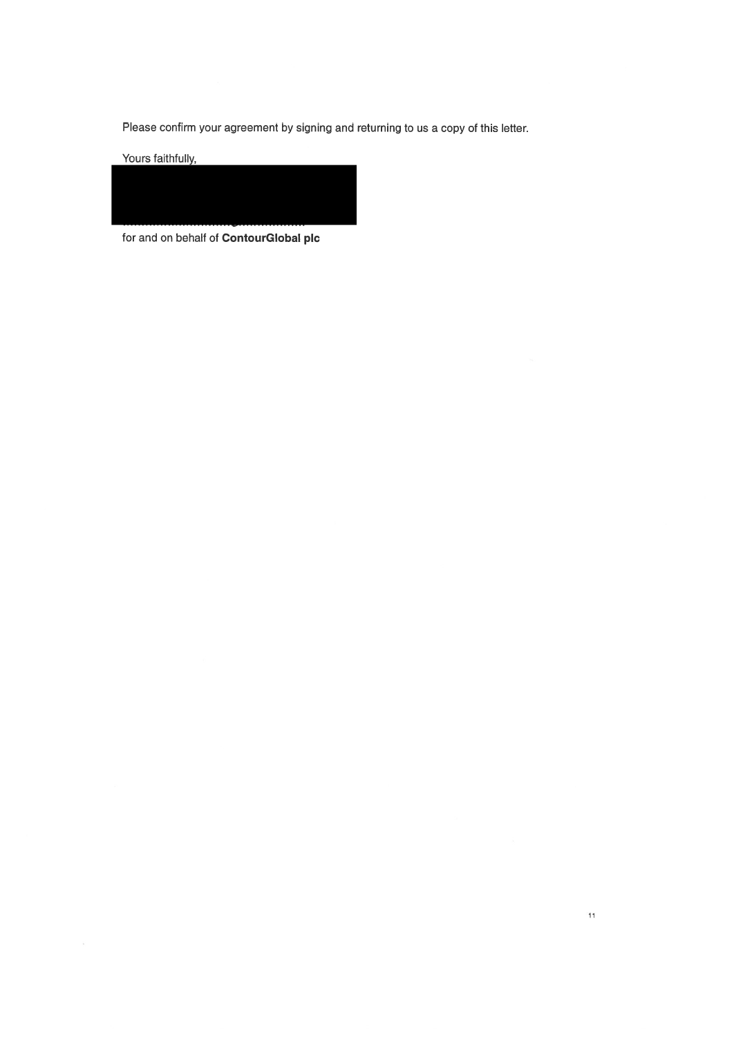Please confirm your agreement by signing and returning to us a copy of this letter.

Yours faithfully,

..............................................

for and on behalf of **ContourGlobal plc**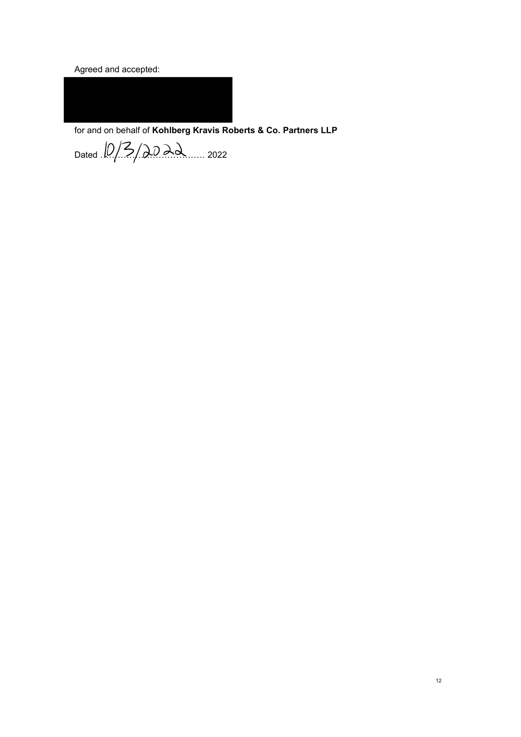Agreed and accepted:

for and on behalf of **Kohlberg Kravis Roberts & Co. Partners LLP**

Dated 10/3/2022 …… 2022